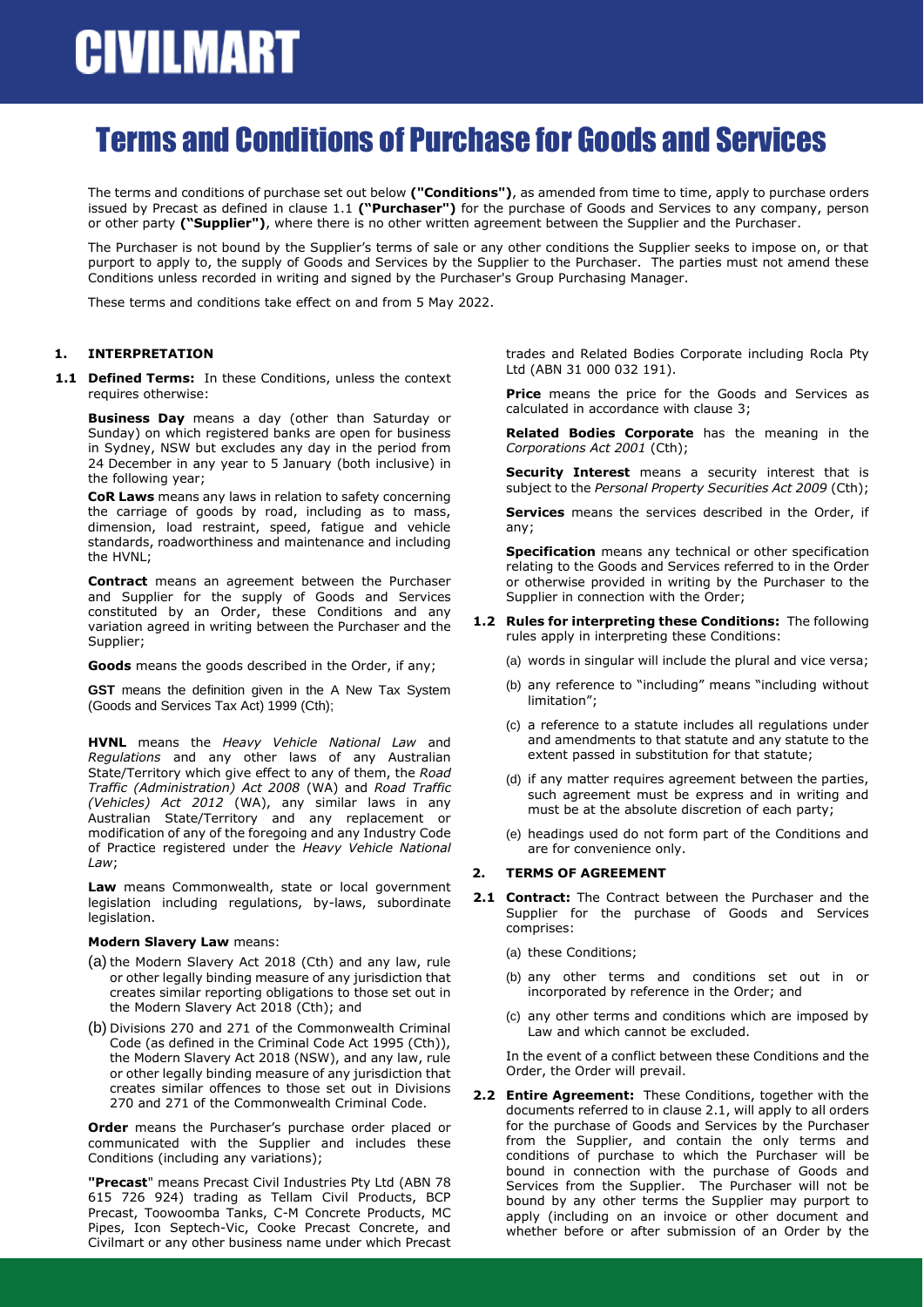# CIVILMART

# Terms and Conditions of Purchase for Goods and Services

The terms and conditions of purchase set out below **("Conditions")**, as amended from time to time, apply to purchase orders issued by Precast as defined in clause 1.1 **("Purchaser")** for the purchase of Goods and Services to any company, person or other party **("Supplier")**, where there is no other written agreement between the Supplier and the Purchaser.

The Purchaser is not bound by the Supplier's terms of sale or any other conditions the Supplier seeks to impose on, or that purport to apply to, the supply of Goods and Services by the Supplier to the Purchaser. The parties must not amend these Conditions unless recorded in writing and signed by the Purchaser's Group Purchasing Manager.

These terms and conditions take effect on and from 5 May 2022.

## 1. INTERPRETATION

**1.1 Defined Terms:** In these Conditions, unless the context requires otherwise:

**Business Day** means a day (other than Saturday or Sunday) on which registered banks are open for business in Sydney, NSW but excludes any day in the period from 24 December in any year to 5 January (both inclusive) in the following year;

**CoR Laws** means any laws in relation to safety concerning the carriage of goods by road, including as to mass, dimension, load restraint, speed, fatigue and vehicle standards, roadworthiness and maintenance and including the HVNL;

**Contract** means an agreement between the Purchaser and Supplier for the supply of Goods and Services constituted by an Order, these Conditions and any variation agreed in writing between the Purchaser and the Supplier;

**Goods** means the goods described in the Order, if any;

**GST** means the definition given in the A New Tax System (Goods and Services Tax Act) 1999 (Cth);

**HVNL** means the *Heavy Vehicle National Law* and *Regulations* and any other laws of any Australian State/Territory which give effect to any of them, the *Road Traffic (Administration) Act 2008* (WA) and *Road Traffic (Vehicles) Act 2012* (WA), any similar laws in any Australian State/Territory and any replacement or modification of any of the foregoing and any Industry Code of Practice registered under the *Heavy Vehicle National Law*;

**Law** means Commonwealth, state or local government legislation including regulations, by-laws, subordinate legislation.

**Modern Slavery Law** means:

(a) the Modern Slavery Act 2018 (Cth) and any law, rule or other legally binding measure of any jurisdiction that creates similar reporting obligations to those set out in the Modern Slavery Act 2018 (Cth); and

(b) Divisions 270 and 271 of the Commonwealth Criminal Code (as defined in the Criminal Code Act 1995 (Cth)), the Modern Slavery Act 2018 (NSW), and any law, rule or other legally binding measure of any jurisdiction that creates similar offences to those set out in Divisions 270 and 271 of the Commonwealth Criminal Code.

**Order** means the Purchaser's purchase order placed or communicated with the Supplier and includes these Conditions (including any variations);

**"Precast"** means Precast Civil Industries Pty Ltd (ABN 78 615 726 924) trading as Tellam Civil Products, BCP Precast, Toowoomba Tanks, C-M Concrete Products, MC Pipes, Icon Septech-Vic, Cooke Precast Concrete, and Civilmart or any other business name under which Precast trades and Related Bodies Corporate including Rocla Pty Ltd (ABN 31 000 032 191).

**Price** means the price for the Goods and Services as calculated in accordance with clause 3;

**Related Bodies Corporate** has the meaning in the *Corporations Act 2001* (Cth);

**Security Interest** means a security interest that is subject to the *Personal Property Securities Act 2009* (Cth);

**Services** means the services described in the Order, if any;

**Specification** means any technical or other specification relating to the Goods and Services referred to in the Order or otherwise provided in writing by the Purchaser to the Supplier in connection with the Order;

**1.2 Rules for interpreting these Conditions:** The following rules apply in interpreting these Conditions:

(a) words in singular will include the plural and vice versa;

(b) any reference to "including" means "including without limitation";

(c) a reference to a statute includes all regulations under and amendments to that statute and any statute to the extent passed in substitution for that statute;

(d) if any matter requires agreement between the parties, such agreement must be express and in writing and must be at the absolute discretion of each party;

(e) headings used do not form part of the Conditions and are for convenience only.

## 2. TERMS OF AGREEMENT

**2.1 Contract:** The Contract between the Purchaser and the Supplier for the purchase of Goods and Services comprises:

(a) these Conditions;

(b) any other terms and conditions set out in or incorporated by reference in the Order; and

(c) any other terms and conditions which are imposed by Law and which cannot be excluded.

In the event of a conflict between these Conditions and the Order, the Order will prevail.

**2.2 Entire Agreement:** These Conditions, together with the documents referred to in clause 2.1, will apply to all orders for the purchase of Goods and Services by the Purchaser from the Supplier, and contain the only terms and conditions of purchase to which the Purchaser will be bound in connection with the purchase of Goods and Services from the Supplier. The Purchaser will not be bound by any other terms the Supplier may purport to apply (including on an invoice or other document and whether before or after submission of an Order by the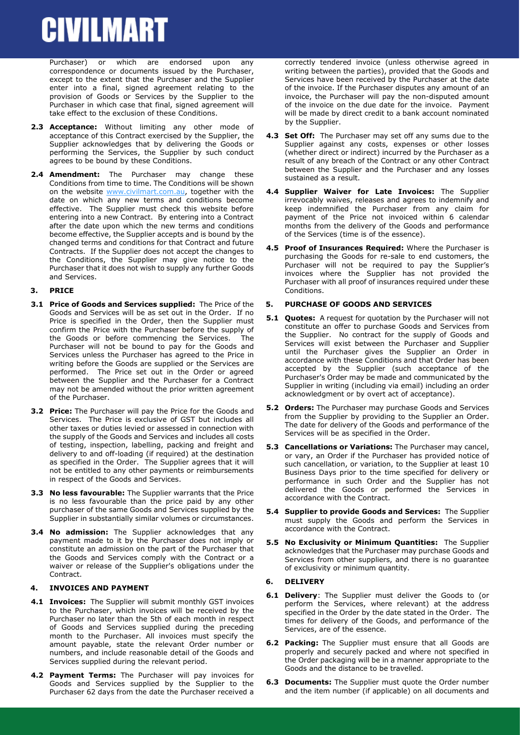Purchaser) or which are endorsed upon any correspondence or documents issued by the Purchaser, except to the extent that the Purchaser and the Supplier enter into a final, signed agreement relating to the provision of Goods or Services by the Supplier to the Purchaser in which case that final, signed agreement will take effect to the exclusion of these Conditions.

**2.3 Acceptance:** Without limiting any other mode of acceptance of this Contract exercised by the Supplier, the Supplier acknowledges that by delivering the Goods or performing the Services, the Supplier by such conduct agrees to be bound by these Conditions.

**2.4 Amendment:** The Purchaser may change these Conditions from time to time. The Conditions will be shown on the website www.civilmart.com.au, together with the date on which any new terms and conditions become effective. The Supplier must check this website before entering into a new Contract. By entering into a Contract after the date upon which the new terms and conditions become effective, the Supplier accepts and is bound by the changed terms and conditions for that Contract and future Contracts. If the Supplier does not accept the changes to the Conditions, the Supplier may give notice to the Purchaser that it does not wish to supply any further Goods and Services.

## 3. PRICE

**3.1 Price of Goods and Services supplied:** The Price of the Goods and Services will be as set out in the Order. If no Price is specified in the Order, then the Supplier must confirm the Price with the Purchaser before the supply of the Goods or before commencing the Services. The Purchaser will not be bound to pay for the Goods and Services unless the Purchaser has agreed to the Price in writing before the Goods are supplied or the Services are performed. The Price set out in the Order or agreed between the Supplier and the Purchaser for a Contract may not be amended without the prior written agreement of the Purchaser.

**3.2 Price:** The Purchaser will pay the Price for the Goods and Services. The Price is exclusive of GST but includes all other taxes or duties levied or assessed in connection with the supply of the Goods and Services and includes all costs of testing, inspection, labelling, packing and freight and delivery to and off-loading (if required) at the destination as specified in the Order. The Supplier agrees that it will not be entitled to any other payments or reimbursements in respect of the Goods and Services.

**3.3 No less favourable:** The Supplier warrants that the Price is no less favourable than the price paid by any other purchaser of the same Goods and Services supplied by the Supplier in substantially similar volumes or circumstances.

**3.4 No admission:** The Supplier acknowledges that any payment made to it by the Purchaser does not imply or constitute an admission on the part of the Purchaser that the Goods and Services comply with the Contract or a waiver or release of the Supplier's obligations under the Contract.

## 4. INVOICES AND PAYMENT

**4.1 Invoices:** The Supplier will submit monthly GST invoices to the Purchaser, which invoices will be received by the Purchaser no later than the 5th of each month in respect of Goods and Services supplied during the preceding month to the Purchaser. All invoices must specify the amount payable, state the relevant Order number or numbers, and include reasonable detail of the Goods and Services supplied during the relevant period.

**4.2 Payment Terms:** The Purchaser will pay invoices for Goods and Services supplied by the Supplier to the Purchaser 62 days from the date the Purchaser received a correctly tendered invoice (unless otherwise agreed in writing between the parties), provided that the Goods and Services have been received by the Purchaser at the date of the invoice. If the Purchaser disputes any amount of an invoice, the Purchaser will pay the non-disputed amount of the invoice on the due date for the invoice. Payment will be made by direct credit to a bank account nominated by the Supplier.

**4.3 Set Off:** The Purchaser may set off any sums due to the Supplier against any costs, expenses or other losses (whether direct or indirect) incurred by the Purchaser as a result of any breach of the Contract or any other Contract between the Supplier and the Purchaser and any losses sustained as a result.

**4.4 Supplier Waiver for Late Invoices:** The Supplier irrevocably waives, releases and agrees to indemnify and keep indemnified the Purchaser from any claim for payment of the Price not invoiced within 6 calendar months from the delivery of the Goods and performance of the Services (time is of the essence).

**4.5 Proof of Insurances Required:** Where the Purchaser is purchasing the Goods for re-sale to end customers, the Purchaser will not be required to pay the Supplier's invoices where the Supplier has not provided the Purchaser with all proof of insurances required under these Conditions.

## 5. PURCHASE OF GOODS AND SERVICES

**5.1 Quotes:** A request for quotation by the Purchaser will not constitute an offer to purchase Goods and Services from the Supplier. No contract for the supply of Goods and Services will exist between the Purchaser and Supplier until the Purchaser gives the Supplier an Order in accordance with these Conditions and that Order has been accepted by the Supplier (such acceptance of the Purchaser's Order may be made and communicated by the Supplier in writing (including via email) including an order acknowledgment or by overt act of acceptance).

**5.2 Orders:** The Purchaser may purchase Goods and Services from the Supplier by providing to the Supplier an Order. The date for delivery of the Goods and performance of the Services will be as specified in the Order.

**5.3 Cancellations or Variations:** The Purchaser may cancel, or vary, an Order if the Purchaser has provided notice of such cancellation, or variation, to the Supplier at least 10 Business Days prior to the time specified for delivery or performance in such Order and the Supplier has not delivered the Goods or performed the Services in accordance with the Contract.

**5.4 Supplier to provide Goods and Services:** The Supplier must supply the Goods and perform the Services in accordance with the Contract.

**5.5 No Exclusivity or Minimum Quantities:** The Supplier acknowledges that the Purchaser may purchase Goods and Services from other suppliers, and there is no guarantee of exclusivity or minimum quantity.

## 6. DELIVERY

**6.1 Delivery**: The Supplier must deliver the Goods to (or perform the Services, where relevant) at the address specified in the Order by the date stated in the Order. The times for delivery of the Goods, and performance of the Services, are of the essence.

**6.2 Packing:** The Supplier must ensure that all Goods are properly and securely packed and where not specified in the Order packaging will be in a manner appropriate to the Goods and the distance to be travelled.

**6.3 Documents:** The Supplier must quote the Order number and the item number (if applicable) on all documents and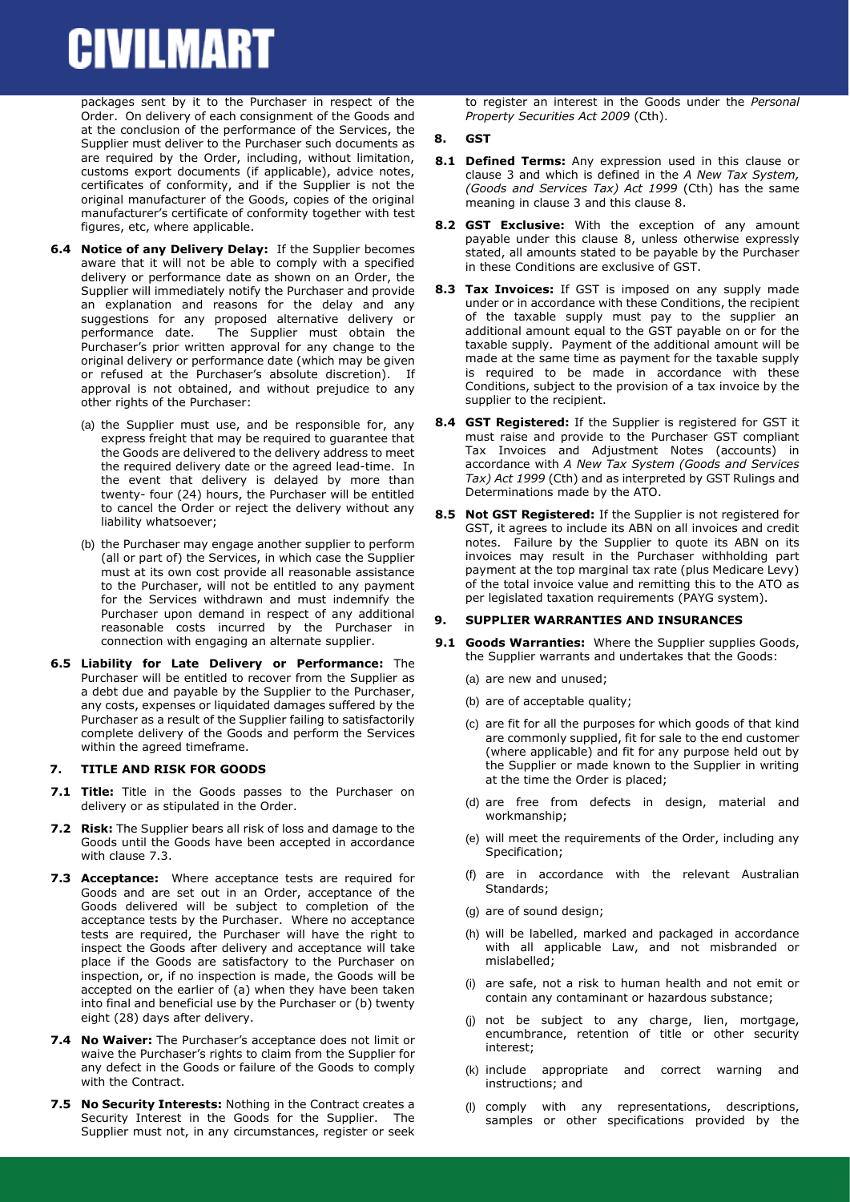packages sent by it to the Purchaser in respect of the Order. On delivery of each consignment of the Goods and at the conclusion of the performance of the Services, the Supplier must deliver to the Purchaser such documents as are required by the Order, including, without limitation, customs export documents (if applicable), advice notes, certificates of conformity, and if the Supplier is not the original manufacturer of the Goods, copies of the original manufacturer's certificate of conformity together with test figures, etc, where applicable.

**6.4 Notice of any Delivery Delay:** If the Supplier becomes aware that it will not be able to comply with a specified delivery or performance date as shown on an Order, the Supplier will immediately notify the Purchaser and provide an explanation and reasons for the delay and any suggestions for any proposed alternative delivery or performance date. The Supplier must obtain the Purchaser's prior written approval for any change to the original delivery or performance date (which may be given or refused at the Purchaser's absolute discretion). If approval is not obtained, and without prejudice to any other rights of the Purchaser:

(a) the Supplier must use, and be responsible for, any express freight that may be required to guarantee that the Goods are delivered to the delivery address to meet the required delivery date or the agreed lead-time. In the event that delivery is delayed by more than twenty- four (24) hours, the Purchaser will be entitled to cancel the Order or reject the delivery without any liability whatsoever;

(b) the Purchaser may engage another supplier to perform (all or part of) the Services, in which case the Supplier must at its own cost provide all reasonable assistance to the Purchaser, will not be entitled to any payment for the Services withdrawn and must indemnify the Purchaser upon demand in respect of any additional reasonable costs incurred by the Purchaser in connection with engaging an alternate supplier.

**6.5 Liability for Late Delivery or Performance:** The Purchaser will be entitled to recover from the Supplier as a debt due and payable by the Supplier to the Purchaser, any costs, expenses or liquidated damages suffered by the Purchaser as a result of the Supplier failing to satisfactorily complete delivery of the Goods and perform the Services within the agreed timeframe.

## 7. TITLE AND RISK FOR GOODS

**7.1 Title:** Title in the Goods passes to the Purchaser on delivery or as stipulated in the Order.

**7.2 Risk:** The Supplier bears all risk of loss and damage to the Goods until the Goods have been accepted in accordance with clause 7.3.

**7.3 Acceptance:** Where acceptance tests are required for Goods and are set out in an Order, acceptance of the Goods delivered will be subject to completion of the acceptance tests by the Purchaser. Where no acceptance tests are required, the Purchaser will have the right to inspect the Goods after delivery and acceptance will take place if the Goods are satisfactory to the Purchaser on inspection, or, if no inspection is made, the Goods will be accepted on the earlier of (a) when they have been taken into final and beneficial use by the Purchaser or (b) twenty eight (28) days after delivery.

**7.4 No Waiver:** The Purchaser's acceptance does not limit or waive the Purchaser's rights to claim from the Supplier for any defect in the Goods or failure of the Goods to comply with the Contract.

**7.5 No Security Interests:** Nothing in the Contract creates a Security Interest in the Goods for the Supplier. The Supplier must not, in any circumstances, register or seek to register an interest in the Goods under the *Personal Property Securities Act 2009* (Cth).

## 8. GST

**8.1 Defined Terms:** Any expression used in this clause or clause 3 and which is defined in the *A New Tax System, (Goods and Services Tax) Act 1999* (Cth) has the same meaning in clause 3 and this clause 8.

**8.2 GST Exclusive:** With the exception of any amount payable under this clause 8, unless otherwise expressly stated, all amounts stated to be payable by the Purchaser in these Conditions are exclusive of GST.

**8.3 Tax Invoices:** If GST is imposed on any supply made under or in accordance with these Conditions, the recipient of the taxable supply must pay to the supplier an additional amount equal to the GST payable on or for the taxable supply. Payment of the additional amount will be made at the same time as payment for the taxable supply is required to be made in accordance with these Conditions, subject to the provision of a tax invoice by the supplier to the recipient.

**8.4 GST Registered:** If the Supplier is registered for GST it must raise and provide to the Purchaser GST compliant Tax Invoices and Adjustment Notes (accounts) in accordance with *A New Tax System (Goods and Services Tax) Act 1999* (Cth) and as interpreted by GST Rulings and Determinations made by the ATO.

**8.5 Not GST Registered:** If the Supplier is not registered for GST, it agrees to include its ABN on all invoices and credit notes. Failure by the Supplier to quote its ABN on its invoices may result in the Purchaser withholding part payment at the top marginal tax rate (plus Medicare Levy) of the total invoice value and remitting this to the ATO as per legislated taxation requirements (PAYG system).

## 9. SUPPLIER WARRANTIES AND INSURANCES

**9.1 Goods Warranties:** Where the Supplier supplies Goods, the Supplier warrants and undertakes that the Goods:

(a) are new and unused;

(b) are of acceptable quality;

(c) are fit for all the purposes for which goods of that kind are commonly supplied, fit for sale to the end customer (where applicable) and fit for any purpose held out by the Supplier or made known to the Supplier in writing at the time the Order is placed;

(d) are free from defects in design, material and workmanship;

(e) will meet the requirements of the Order, including any Specification;

(f) are in accordance with the relevant Australian Standards;

(g) are of sound design;

(h) will be labelled, marked and packaged in accordance with all applicable Law, and not misbranded or mislabelled;

(i) are safe, not a risk to human health and not emit or contain any contaminant or hazardous substance;

(j) not be subject to any charge, lien, mortgage, encumbrance, retention of title or other security interest;

(k) include appropriate and correct warning and instructions; and

(l) comply with any representations, descriptions, samples or other specifications provided by the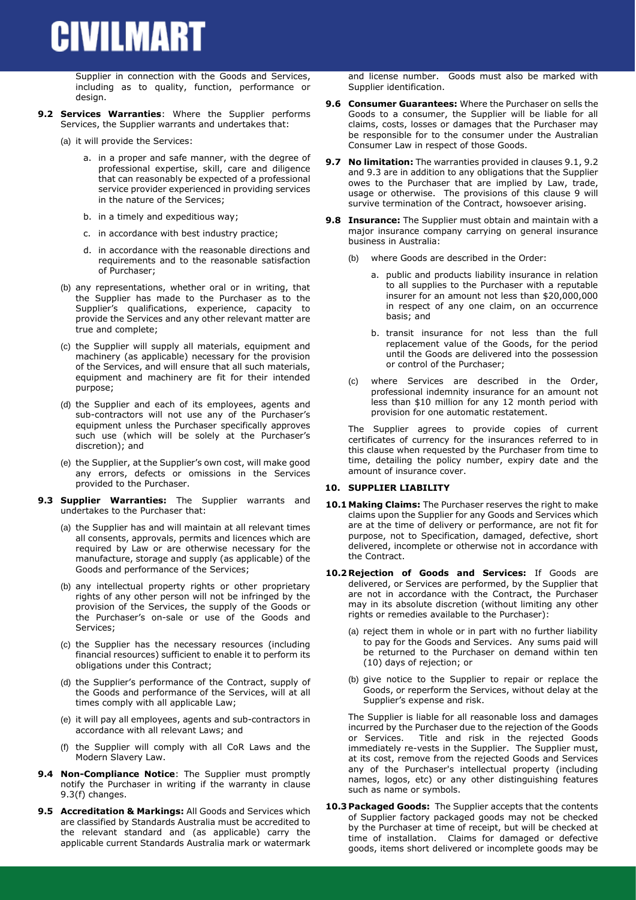Supplier in connection with the Goods and Services, including as to quality, function, performance or design.

**9.2 Services Warranties**: Where the Supplier performs Services, the Supplier warrants and undertakes that:

(a) it will provide the Services:

a. in a proper and safe manner, with the degree of professional expertise, skill, care and diligence that can reasonably be expected of a professional service provider experienced in providing services in the nature of the Services;

b. in a timely and expeditious way;

c. in accordance with best industry practice;

d. in accordance with the reasonable directions and requirements and to the reasonable satisfaction of Purchaser;

(b) any representations, whether oral or in writing, that the Supplier has made to the Purchaser as to the Supplier's qualifications, experience, capacity to provide the Services and any other relevant matter are true and complete;

(c) the Supplier will supply all materials, equipment and machinery (as applicable) necessary for the provision of the Services, and will ensure that all such materials, equipment and machinery are fit for their intended purpose;

(d) the Supplier and each of its employees, agents and sub-contractors will not use any of the Purchaser's equipment unless the Purchaser specifically approves such use (which will be solely at the Purchaser's discretion); and

(e) the Supplier, at the Supplier's own cost, will make good any errors, defects or omissions in the Services provided to the Purchaser.

**9.3 Supplier Warranties:** The Supplier warrants and undertakes to the Purchaser that:

(a) the Supplier has and will maintain at all relevant times all consents, approvals, permits and licences which are required by Law or are otherwise necessary for the manufacture, storage and supply (as applicable) of the Goods and performance of the Services;

(b) any intellectual property rights or other proprietary rights of any other person will not be infringed by the provision of the Services, the supply of the Goods or the Purchaser's on-sale or use of the Goods and Services;

(c) the Supplier has the necessary resources (including financial resources) sufficient to enable it to perform its obligations under this Contract;

(d) the Supplier's performance of the Contract, supply of the Goods and performance of the Services, will at all times comply with all applicable Law;

(e) it will pay all employees, agents and sub-contractors in accordance with all relevant Laws; and

(f) the Supplier will comply with all CoR Laws and the Modern Slavery Law.

**9.4 Non-Compliance Notice**: The Supplier must promptly notify the Purchaser in writing if the warranty in clause 9.3(f) changes.

**9.5 Accreditation & Markings:** All Goods and Services which are classified by Standards Australia must be accredited to the relevant standard and (as applicable) carry the applicable current Standards Australia mark or watermark and license number. Goods must also be marked with Supplier identification.

**9.6 Consumer Guarantees:** Where the Purchaser on sells the Goods to a consumer, the Supplier will be liable for all claims, costs, losses or damages that the Purchaser may be responsible for to the consumer under the Australian Consumer Law in respect of those Goods.

**9.7 No limitation:** The warranties provided in clauses 9.1, 9.2 and 9.3 are in addition to any obligations that the Supplier owes to the Purchaser that are implied by Law, trade, usage or otherwise. The provisions of this clause 9 will survive termination of the Contract, howsoever arising.

**9.8 Insurance:** The Supplier must obtain and maintain with a major insurance company carrying on general insurance business in Australia:

(b) where Goods are described in the Order:

a. public and products liability insurance in relation to all supplies to the Purchaser with a reputable insurer for an amount not less than $20,000,000 in respect of any one claim, on an occurrence basis; and

b. transit insurance for not less than the full replacement value of the Goods, for the period until the Goods are delivered into the possession or control of the Purchaser;

(c) where Services are described in the Order, professional indemnity insurance for an amount not less than $10 million for any 12 month period with provision for one automatic restatement.

The Supplier agrees to provide copies of current certificates of currency for the insurances referred to in this clause when requested by the Purchaser from time to time, detailing the policy number, expiry date and the amount of insurance cover.

## 10. SUPPLIER LIABILITY

**10.1 Making Claims:** The Purchaser reserves the right to make claims upon the Supplier for any Goods and Services which are at the time of delivery or performance, are not fit for purpose, not to Specification, damaged, defective, short delivered, incomplete or otherwise not in accordance with the Contract.

**10.2 Rejection of Goods and Services:** If Goods are delivered, or Services are performed, by the Supplier that are not in accordance with the Contract, the Purchaser may in its absolute discretion (without limiting any other rights or remedies available to the Purchaser):

(a) reject them in whole or in part with no further liability to pay for the Goods and Services. Any sums paid will be returned to the Purchaser on demand within ten (10) days of rejection; or

(b) give notice to the Supplier to repair or replace the Goods, or reperform the Services, without delay at the Supplier's expense and risk.

The Supplier is liable for all reasonable loss and damages incurred by the Purchaser due to the rejection of the Goods or Services. Title and risk in the rejected Goods immediately re-vests in the Supplier. The Supplier must, at its cost, remove from the rejected Goods and Services any of the Purchaser's intellectual property (including names, logos, etc) or any other distinguishing features such as name or symbols.

**10.3 Packaged Goods:** The Supplier accepts that the contents of Supplier factory packaged goods may not be checked by the Purchaser at time of receipt, but will be checked at time of installation. Claims for damaged or defective goods, items short delivered or incomplete goods may be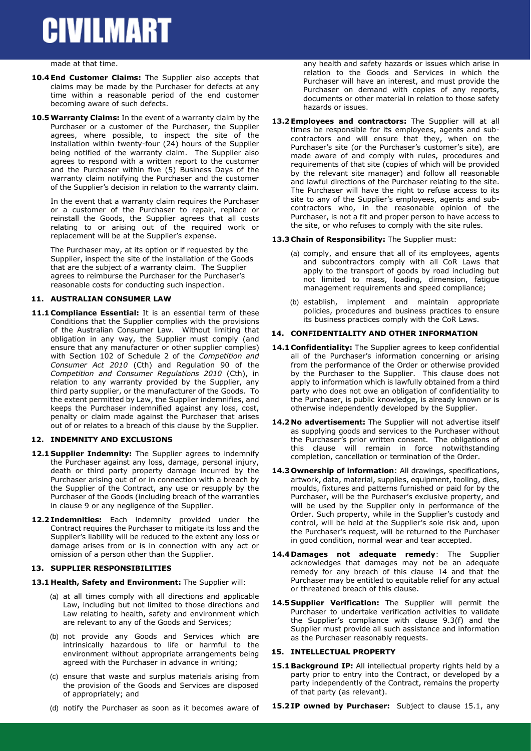made at that time.

**10.4 End Customer Claims:** The Supplier also accepts that claims may be made by the Purchaser for defects at any time within a reasonable period of the end customer becoming aware of such defects.

**10.5 Warranty Claims:** In the event of a warranty claim by the Purchaser or a customer of the Purchaser, the Supplier agrees, where possible, to inspect the site of the installation within twenty-four (24) hours of the Supplier being notified of the warranty claim. The Supplier also agrees to respond with a written report to the customer and the Purchaser within five (5) Business Days of the warranty claim notifying the Purchaser and the customer of the Supplier's decision in relation to the warranty claim.

In the event that a warranty claim requires the Purchaser or a customer of the Purchaser to repair, replace or reinstall the Goods, the Supplier agrees that all costs relating to or arising out of the required work or replacement will be at the Supplier's expense.

The Purchaser may, at its option or if requested by the Supplier, inspect the site of the installation of the Goods that are the subject of a warranty claim. The Supplier agrees to reimburse the Purchaser for the Purchaser's reasonable costs for conducting such inspection.

## 11. AUSTRALIAN CONSUMER LAW

**11.1 Compliance Essential:** It is an essential term of these Conditions that the Supplier complies with the provisions of the Australian Consumer Law. Without limiting that obligation in any way, the Supplier must comply (and ensure that any manufacturer or other supplier complies) with Section 102 of Schedule 2 of the *Competition and Consumer Act 2010* (Cth) and Regulation 90 of the *Competition and Consumer Regulations 2010* (Cth), in relation to any warranty provided by the Supplier, any third party supplier, or the manufacturer of the Goods. To the extent permitted by Law, the Supplier indemnifies, and keeps the Purchaser indemnified against any loss, cost, penalty or claim made against the Purchaser that arises out of or relates to a breach of this clause by the Supplier.

## 12. INDEMNITY AND EXCLUSIONS

**12.1 Supplier Indemnity:** The Supplier agrees to indemnify the Purchaser against any loss, damage, personal injury, death or third party property damage incurred by the Purchaser arising out of or in connection with a breach by the Supplier of the Contract, any use or resupply by the Purchaser of the Goods (including breach of the warranties in clause 9 or any negligence of the Supplier.

**12.2 Indemnities:** Each indemnity provided under the Contract requires the Purchaser to mitigate its loss and the Supplier's liability will be reduced to the extent any loss or damage arises from or is in connection with any act or omission of a person other than the Supplier.

## 13. SUPPLIER RESPONSIBILITIES

**13.1 Health, Safety and Environment:** The Supplier will:

(a) at all times comply with all directions and applicable Law, including but not limited to those directions and Law relating to health, safety and environment which are relevant to any of the Goods and Services;

(b) not provide any Goods and Services which are intrinsically hazardous to life or harmful to the environment without appropriate arrangements being agreed with the Purchaser in advance in writing;

(c) ensure that waste and surplus materials arising from the provision of the Goods and Services are disposed of appropriately; and

(d) notify the Purchaser as soon as it becomes aware of any health and safety hazards or issues which arise in relation to the Goods and Services in which the Purchaser will have an interest, and must provide the Purchaser on demand with copies of any reports, documents or other material in relation to those safety hazards or issues.

**13.2 Employees and contractors:** The Supplier will at all times be responsible for its employees, agents and sub-contractors and will ensure that they, when on the Purchaser's site (or the Purchaser's customer's site), are made aware of and comply with rules, procedures and requirements of that site (copies of which will be provided by the relevant site manager) and follow all reasonable and lawful directions of the Purchaser relating to the site. The Purchaser will have the right to refuse access to its site to any of the Supplier's employees, agents and sub-contractors who, in the reasonable opinion of the Purchaser, is not a fit and proper person to have access to the site, or who refuses to comply with the site rules.

**13.3 Chain of Responsibility:** The Supplier must:

(a) comply, and ensure that all of its employees, agents and subcontractors comply with all CoR Laws that apply to the transport of goods by road including but not limited to mass, loading, dimension, fatigue management requirements and speed compliance;

(b) establish, implement and maintain appropriate policies, procedures and business practices to ensure its business practices comply with the CoR Laws.

## 14. CONFIDENTIALITY AND OTHER INFORMATION

**14.1 Confidentiality:** The Supplier agrees to keep confidential all of the Purchaser's information concerning or arising from the performance of the Order or otherwise provided by the Purchaser to the Supplier. This clause does not apply to information which is lawfully obtained from a third party who does not owe an obligation of confidentiality to the Purchaser, is public knowledge, is already known or is otherwise independently developed by the Supplier.

**14.2 No advertisement:** The Supplier will not advertise itself as supplying goods and services to the Purchaser without the Purchaser's prior written consent. The obligations of this clause will remain in force notwithstanding completion, cancellation or termination of the Order.

**14.3 Ownership of information**: All drawings, specifications, artwork, data, material, supplies, equipment, tooling, dies, moulds, fixtures and patterns furnished or paid for by the Purchaser, will be the Purchaser's exclusive property, and will be used by the Supplier only in performance of the Order. Such property, while in the Supplier's custody and control, will be held at the Supplier's sole risk and, upon the Purchaser's request, will be returned to the Purchaser in good condition, normal wear and tear accepted.

**14.4 Damages not adequate remedy**: The Supplier acknowledges that damages may not be an adequate remedy for any breach of this clause 14 and that the Purchaser may be entitled to equitable relief for any actual or threatened breach of this clause.

**14.5 Supplier Verification:** The Supplier will permit the Purchaser to undertake verification activities to validate the Supplier's compliance with clause 9.3(f) and the Supplier must provide all such assistance and information as the Purchaser reasonably requests.

## 15. INTELLECTUAL PROPERTY

**15.1 Background IP:** All intellectual property rights held by a party prior to entry into the Contract, or developed by a party independently of the Contract, remains the property of that party (as relevant).

**15.2 IP owned by Purchaser:** Subject to clause 15.1, any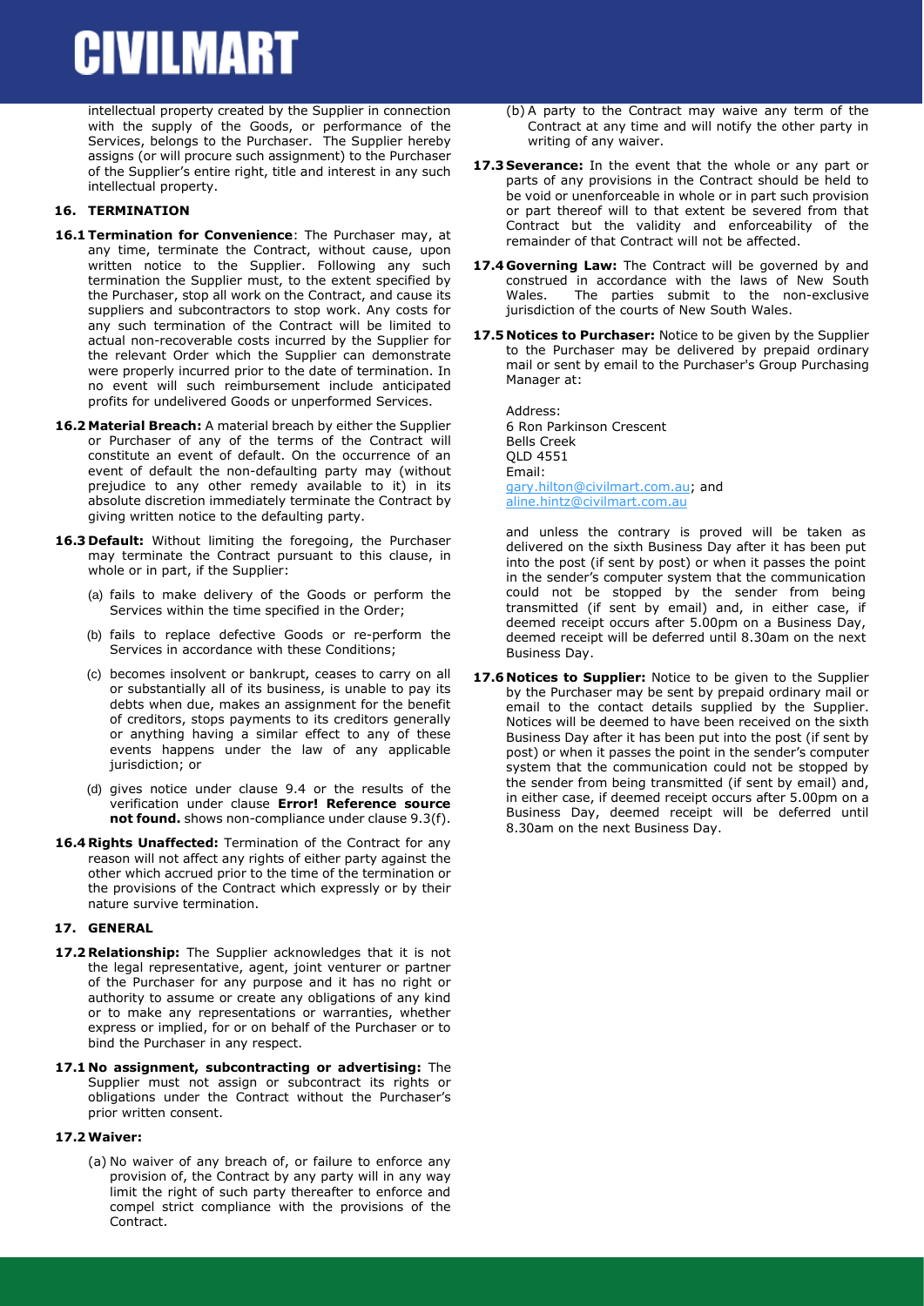intellectual property created by the Supplier in connection with the supply of the Goods, or performance of the Services, belongs to the Purchaser. The Supplier hereby assigns (or will procure such assignment) to the Purchaser of the Supplier's entire right, title and interest in any such intellectual property.

## 16. TERMINATION

**16.1 Termination for Convenience**: The Purchaser may, at any time, terminate the Contract, without cause, upon written notice to the Supplier. Following any such termination the Supplier must, to the extent specified by the Purchaser, stop all work on the Contract, and cause its suppliers and subcontractors to stop work. Any costs for any such termination of the Contract will be limited to actual non-recoverable costs incurred by the Supplier for the relevant Order which the Supplier can demonstrate were properly incurred prior to the date of termination. In no event will such reimbursement include anticipated profits for undelivered Goods or unperformed Services.

**16.2 Material Breach:** A material breach by either the Supplier or Purchaser of any of the terms of the Contract will constitute an event of default. On the occurrence of an event of default the non-defaulting party may (without prejudice to any other remedy available to it) in its absolute discretion immediately terminate the Contract by giving written notice to the defaulting party.

**16.3 Default:** Without limiting the foregoing, the Purchaser may terminate the Contract pursuant to this clause, in whole or in part, if the Supplier:

(a) fails to make delivery of the Goods or perform the Services within the time specified in the Order;

(b) fails to replace defective Goods or re-perform the Services in accordance with these Conditions;

(c) becomes insolvent or bankrupt, ceases to carry on all or substantially all of its business, is unable to pay its debts when due, makes an assignment for the benefit of creditors, stops payments to its creditors generally or anything having a similar effect to any of these events happens under the law of any applicable jurisdiction; or

(d) gives notice under clause 9.4 or the results of the verification under clause **Error! Reference source not found.** shows non-compliance under clause 9.3(f).

**16.4 Rights Unaffected:** Termination of the Contract for any reason will not affect any rights of either party against the other which accrued prior to the time of the termination or the provisions of the Contract which expressly or by their nature survive termination.

## 17. GENERAL

**17.2 Relationship:** The Supplier acknowledges that it is not the legal representative, agent, joint venturer or partner of the Purchaser for any purpose and it has no right or authority to assume or create any obligations of any kind or to make any representations or warranties, whether express or implied, for or on behalf of the Purchaser or to bind the Purchaser in any respect.

**17.1 No assignment, subcontracting or advertising:** The Supplier must not assign or subcontract its rights or obligations under the Contract without the Purchaser's prior written consent.

**17.2 Waiver:**

(a) No waiver of any breach of, or failure to enforce any provision of, the Contract by any party will in any way limit the right of such party thereafter to enforce and compel strict compliance with the provisions of the Contract.

(b) A party to the Contract may waive any term of the Contract at any time and will notify the other party in writing of any waiver.

**17.3 Severance:** In the event that the whole or any part or parts of any provisions in the Contract should be held to be void or unenforceable in whole or in part such provision or part thereof will to that extent be severed from that Contract but the validity and enforceability of the remainder of that Contract will not be affected.

**17.4 Governing Law:** The Contract will be governed by and construed in accordance with the laws of New South Wales. The parties submit to the non-exclusive jurisdiction of the courts of New South Wales.

**17.5 Notices to Purchaser:** Notice to be given by the Supplier to the Purchaser may be delivered by prepaid ordinary mail or sent by email to the Purchaser's Group Purchasing Manager at:

Address:
6 Ron Parkinson Crescent
Bells Creek
QLD 4551
Email:
gary.hilton@civilmart.com.au; and
aline.hintz@civilmart.com.au

and unless the contrary is proved will be taken as delivered on the sixth Business Day after it has been put into the post (if sent by post) or when it passes the point in the sender's computer system that the communication could not be stopped by the sender from being transmitted (if sent by email) and, in either case, if deemed receipt occurs after 5.00pm on a Business Day, deemed receipt will be deferred until 8.30am on the next Business Day.

**17.6 Notices to Supplier:** Notice to be given to the Supplier by the Purchaser may be sent by prepaid ordinary mail or email to the contact details supplied by the Supplier. Notices will be deemed to have been received on the sixth Business Day after it has been put into the post (if sent by post) or when it passes the point in the sender's computer system that the communication could not be stopped by the sender from being transmitted (if sent by email) and, in either case, if deemed receipt occurs after 5.00pm on a Business Day, deemed receipt will be deferred until 8.30am on the next Business Day.